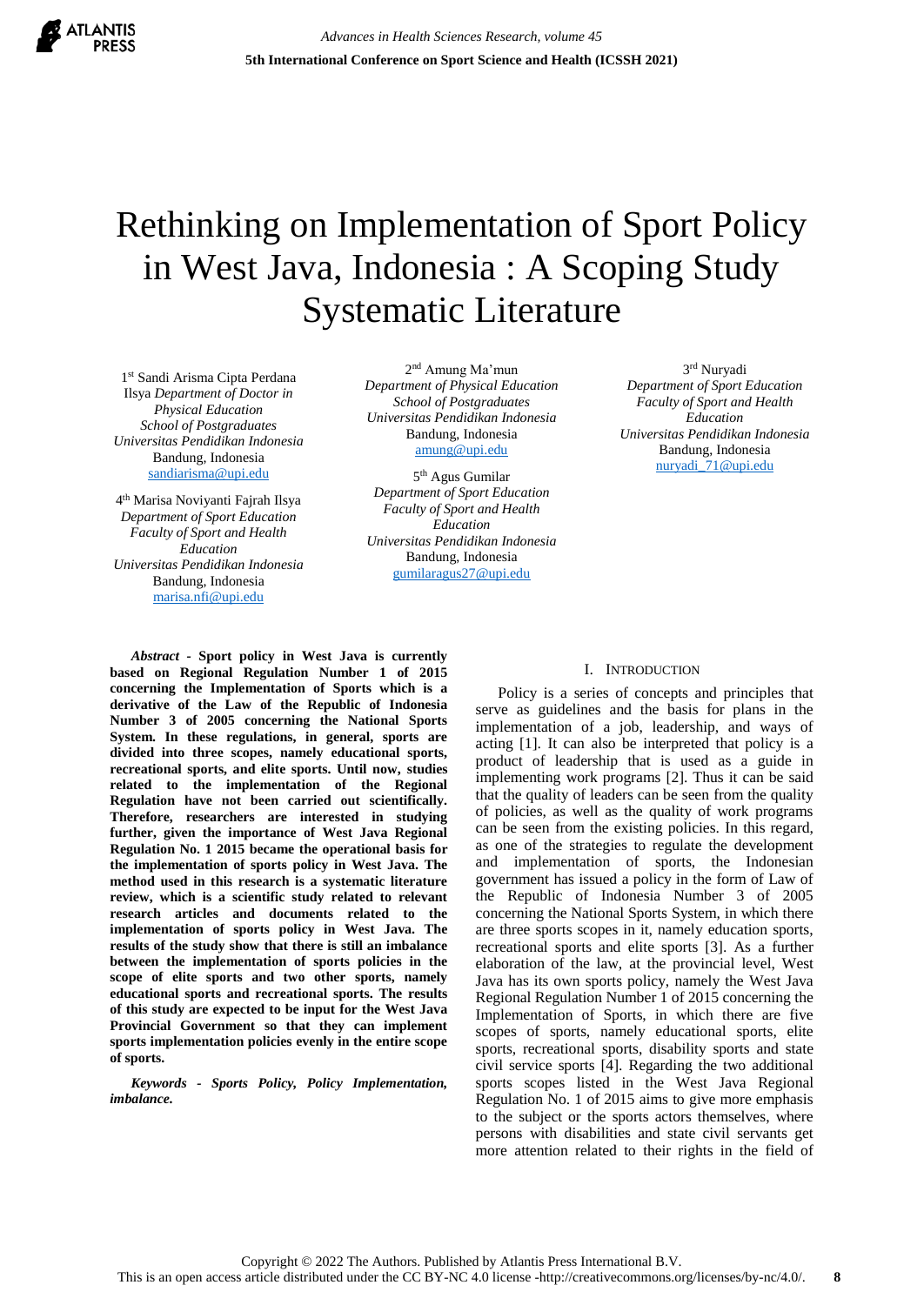# Rethinking on Implementation of Sport Policy in West Java, Indonesia : A Scoping Study Systematic Literature

1st Sandi Arisma Cipta Perdana Ilsya *Department of Doctor in Physical Education School of Postgraduates Universitas Pendidikan Indonesia* Bandung, Indonesia sandiarisma@upi.edu

2nd Amung Ma'mun *Department of Physical Education School of Postgraduates Universitas Pendidikan Indonesia* Bandung, Indonesia amung@upi.edu

3rd Nuryadi *Department of Sport Education Faculty of Sport and Health Education Universitas Pendidikan Indonesia* Bandung, Indonesia nuryadi_71@upi.edu

4th Marisa Noviyanti Fajrah Ilsya *Department of Sport Education Faculty of Sport and Health Education Universitas Pendidikan Indonesia* Bandung, Indonesia marisa.nfi@upi.edu

5th Agus Gumilar *Department of Sport Education Faculty of Sport and Health Education Universitas Pendidikan Indonesia* Bandung, Indonesia gumilaragus27@upi.edu

***Abstract* - Sport policy in West Java is currently based on Regional Regulation Number 1 of 2015 concerning the Implementation of Sports which is a derivative of the Law of the Republic of Indonesia Number 3 of 2005 concerning the National Sports System. In these regulations, in general, sports are divided into three scopes, namely educational sports, recreational sports, and elite sports. Until now, studies related to the implementation of the Regional Regulation have not been carried out scientifically. Therefore, researchers are interested in studying further, given the importance of West Java Regional Regulation No. 1 2015 became the operational basis for the implementation of sports policy in West Java. The method used in this research is a systematic literature review, which is a scientific study related to relevant research articles and documents related to the implementation of sports policy in West Java. The results of the study show that there is still an imbalance between the implementation of sports policies in the scope of elite sports and two other sports, namely educational sports and recreational sports. The results of this study are expected to be input for the West Java Provincial Government so that they can implement sports implementation policies evenly in the entire scope of sports.**

***Keywords - Sports Policy, Policy Implementation, imbalance.***

## I. Introduction

Policy is a series of concepts and principles that serve as guidelines and the basis for plans in the implementation of a job, leadership, and ways of acting [1]. It can also be interpreted that policy is a product of leadership that is used as a guide in implementing work programs [2]. Thus it can be said that the quality of leaders can be seen from the quality of policies, as well as the quality of work programs can be seen from the existing policies. In this regard, as one of the strategies to regulate the development and implementation of sports, the Indonesian government has issued a policy in the form of Law of the Republic of Indonesia Number 3 of 2005 concerning the National Sports System, in which there are three sports scopes in it, namely education sports, recreational sports and elite sports [3]. As a further elaboration of the law, at the provincial level, West Java has its own sports policy, namely the West Java Regional Regulation Number 1 of 2015 concerning the Implementation of Sports, in which there are five scopes of sports, namely educational sports, elite sports, recreational sports, disability sports and state civil service sports [4]. Regarding the two additional sports scopes listed in the West Java Regional Regulation No. 1 of 2015 aims to give more emphasis to the subject or the sports actors themselves, where persons with disabilities and state civil servants get more attention related to their rights in the field of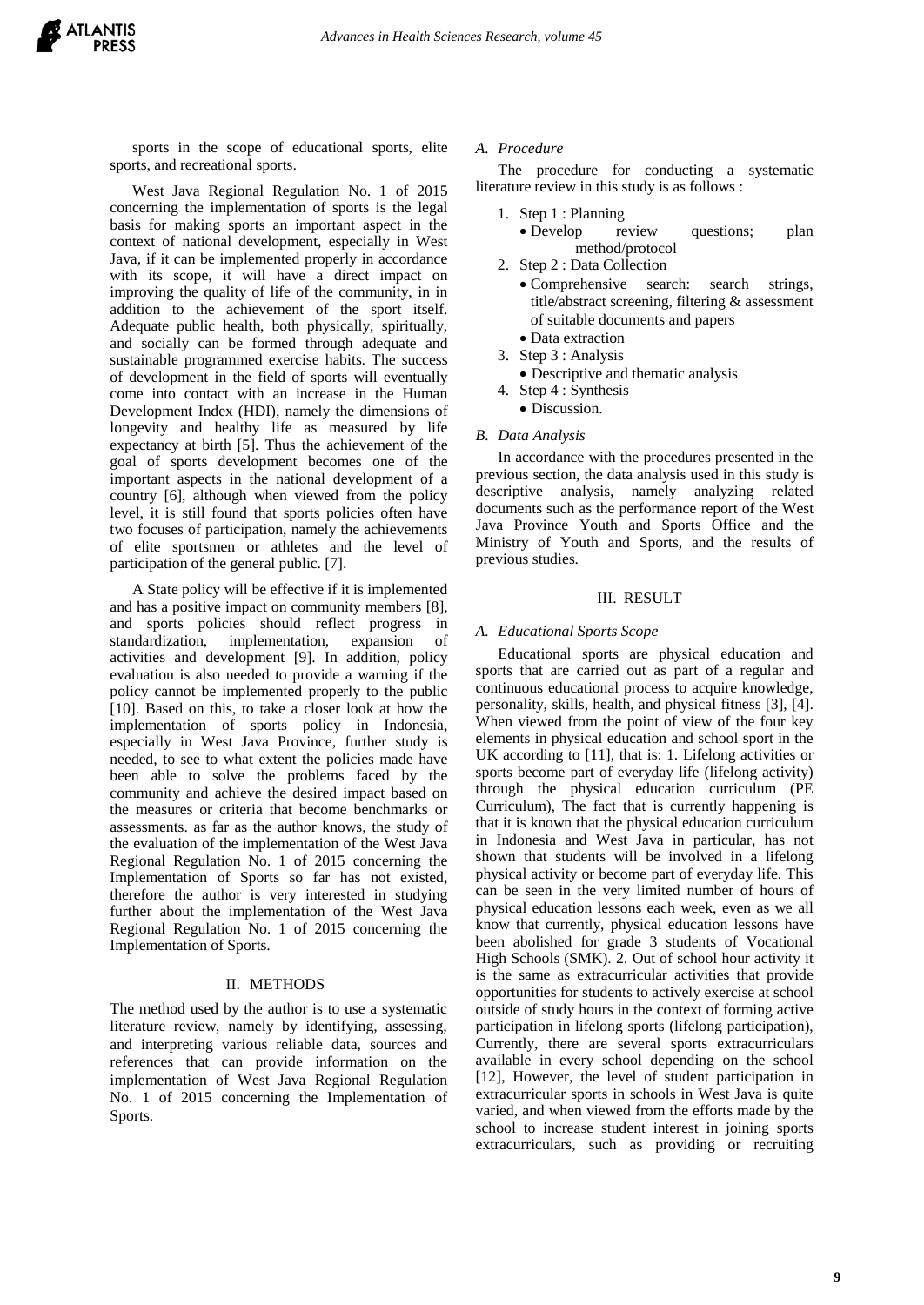sports in the scope of educational sports, elite sports, and recreational sports.

West Java Regional Regulation No. 1 of 2015 concerning the implementation of sports is the legal basis for making sports an important aspect in the context of national development, especially in West Java, if it can be implemented properly in accordance with its scope, it will have a direct impact on improving the quality of life of the community, in in addition to the achievement of the sport itself. Adequate public health, both physically, spiritually, and socially can be formed through adequate and sustainable programmed exercise habits. The success of development in the field of sports will eventually come into contact with an increase in the Human Development Index (HDI), namely the dimensions of longevity and healthy life as measured by life expectancy at birth [5]. Thus the achievement of the goal of sports development becomes one of the important aspects in the national development of a country [6], although when viewed from the policy level, it is still found that sports policies often have two focuses of participation, namely the achievements of elite sportsmen or athletes and the level of participation of the general public. [7].

A State policy will be effective if it is implemented and has a positive impact on community members [8], and sports policies should reflect progress in standardization, implementation, expansion of activities and development [9]. In addition, policy evaluation is also needed to provide a warning if the policy cannot be implemented properly to the public [10]. Based on this, to take a closer look at how the implementation of sports policy in Indonesia, especially in West Java Province, further study is needed, to see to what extent the policies made have been able to solve the problems faced by the community and achieve the desired impact based on the measures or criteria that become benchmarks or assessments. as far as the author knows, the study of the evaluation of the implementation of the West Java Regional Regulation No. 1 of 2015 concerning the Implementation of Sports so far has not existed, therefore the author is very interested in studying further about the implementation of the West Java Regional Regulation No. 1 of 2015 concerning the Implementation of Sports.

## II. METHODS

The method used by the author is to use a systematic literature review, namely by identifying, assessing, and interpreting various reliable data, sources and references that can provide information on the implementation of West Java Regional Regulation No. 1 of 2015 concerning the Implementation of Sports.

### *A. Procedure*

The procedure for conducting a systematic literature review in this study is as follows :

1. Step 1 : Planning
   - Develop review questions; plan method/protocol
2. Step 2 : Data Collection
   - Comprehensive search: search strings, title/abstract screening, filtering & assessment of suitable documents and papers
   - Data extraction
3. Step 3 : Analysis
   - Descriptive and thematic analysis
4. Step 4 : Synthesis
   - Discussion.

### *B. Data Analysis*

In accordance with the procedures presented in the previous section, the data analysis used in this study is descriptive analysis, namely analyzing related documents such as the performance report of the West Java Province Youth and Sports Office and the Ministry of Youth and Sports, and the results of previous studies.

## III. RESULT

### *A. Educational Sports Scope*

Educational sports are physical education and sports that are carried out as part of a regular and continuous educational process to acquire knowledge, personality, skills, health, and physical fitness [3], [4]. When viewed from the point of view of the four key elements in physical education and school sport in the UK according to [11], that is: 1. Lifelong activities or sports become part of everyday life (lifelong activity) through the physical education curriculum (PE Curriculum), The fact that is currently happening is that it is known that the physical education curriculum in Indonesia and West Java in particular, has not shown that students will be involved in a lifelong physical activity or become part of everyday life. This can be seen in the very limited number of hours of physical education lessons each week, even as we all know that currently, physical education lessons have been abolished for grade 3 students of Vocational High Schools (SMK). 2. Out of school hour activity it is the same as extracurricular activities that provide opportunities for students to actively exercise at school outside of study hours in the context of forming active participation in lifelong sports (lifelong participation), Currently, there are several sports extracurriculars available in every school depending on the school [12], However, the level of student participation in extracurricular sports in schools in West Java is quite varied, and when viewed from the efforts made by the school to increase student interest in joining sports extracurriculars, such as providing or recruiting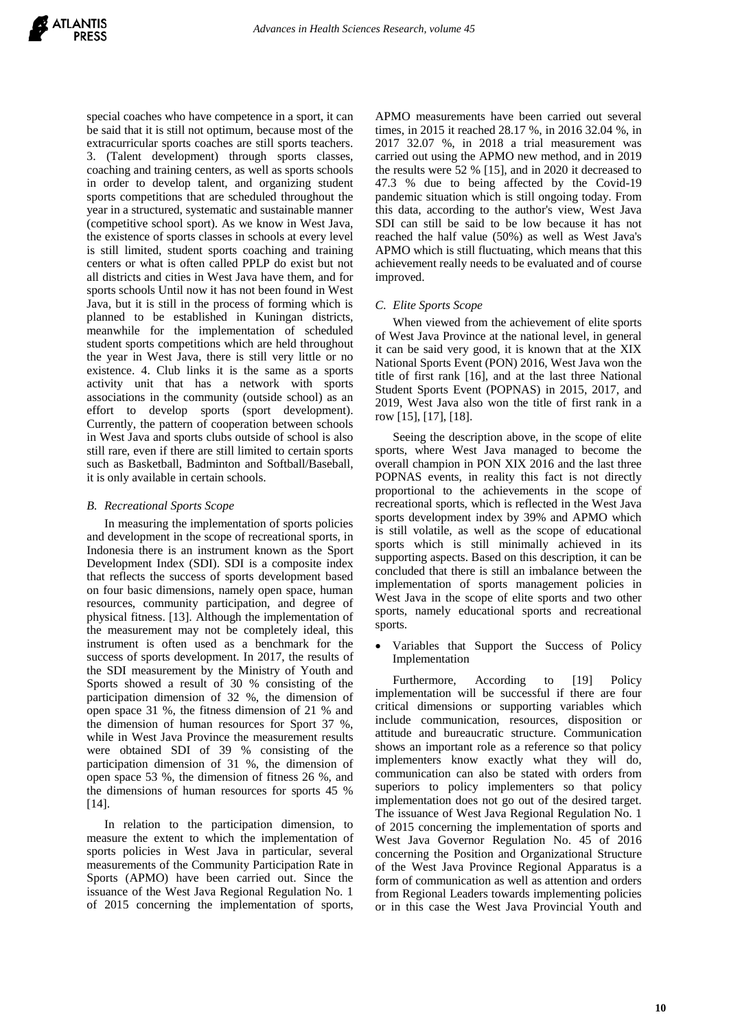special coaches who have competence in a sport, it can be said that it is still not optimum, because most of the extracurricular sports coaches are still sports teachers. 3. (Talent development) through sports classes, coaching and training centers, as well as sports schools in order to develop talent, and organizing student sports competitions that are scheduled throughout the year in a structured, systematic and sustainable manner (competitive school sport). As we know in West Java, the existence of sports classes in schools at every level is still limited, student sports coaching and training centers or what is often called PPLP do exist but not all districts and cities in West Java have them, and for sports schools Until now it has not been found in West Java, but it is still in the process of forming which is planned to be established in Kuningan districts, meanwhile for the implementation of scheduled student sports competitions which are held throughout the year in West Java, there is still very little or no existence. 4. Club links it is the same as a sports activity unit that has a network with sports associations in the community (outside school) as an effort to develop sports (sport development). Currently, the pattern of cooperation between schools in West Java and sports clubs outside of school is also still rare, even if there are still limited to certain sports such as Basketball, Badminton and Softball/Baseball, it is only available in certain schools.

### *B. Recreational Sports Scope*

In measuring the implementation of sports policies and development in the scope of recreational sports, in Indonesia there is an instrument known as the Sport Development Index (SDI). SDI is a composite index that reflects the success of sports development based on four basic dimensions, namely open space, human resources, community participation, and degree of physical fitness. [13]. Although the implementation of the measurement may not be completely ideal, this instrument is often used as a benchmark for the success of sports development. In 2017, the results of the SDI measurement by the Ministry of Youth and Sports showed a result of 30 % consisting of the participation dimension of 32 %, the dimension of open space 31 %, the fitness dimension of 21 % and the dimension of human resources for Sport 37 %, while in West Java Province the measurement results were obtained SDI of 39 % consisting of the participation dimension of 31 %, the dimension of open space 53 %, the dimension of fitness 26 %, and the dimensions of human resources for sports 45 % [14].

In relation to the participation dimension, to measure the extent to which the implementation of sports policies in West Java in particular, several measurements of the Community Participation Rate in Sports (APMO) have been carried out. Since the issuance of the West Java Regional Regulation No. 1 of 2015 concerning the implementation of sports, APMO measurements have been carried out several times, in 2015 it reached 28.17 %, in 2016 32.04 %, in 2017 32.07 %, in 2018 a trial measurement was carried out using the APMO new method, and in 2019 the results were 52 % [15], and in 2020 it decreased to 47.3 % due to being affected by the Covid-19 pandemic situation which is still ongoing today. From this data, according to the author's view, West Java SDI can still be said to be low because it has not reached the half value (50%) as well as West Java's APMO which is still fluctuating, which means that this achievement really needs to be evaluated and of course improved.

### *C. Elite Sports Scope*

When viewed from the achievement of elite sports of West Java Province at the national level, in general it can be said very good, it is known that at the XIX National Sports Event (PON) 2016, West Java won the title of first rank [16], and at the last three National Student Sports Event (POPNAS) in 2015, 2017, and 2019, West Java also won the title of first rank in a row [15], [17], [18].

Seeing the description above, in the scope of elite sports, where West Java managed to become the overall champion in PON XIX 2016 and the last three POPNAS events, in reality this fact is not directly proportional to the achievements in the scope of recreational sports, which is reflected in the West Java sports development index by 39% and APMO which is still volatile, as well as the scope of educational sports which is still minimally achieved in its supporting aspects. Based on this description, it can be concluded that there is still an imbalance between the implementation of sports management policies in West Java in the scope of elite sports and two other sports, namely educational sports and recreational sports.

- Variables that Support the Success of Policy Implementation

Furthermore, According to [19] Policy implementation will be successful if there are four critical dimensions or supporting variables which include communication, resources, disposition or attitude and bureaucratic structure. Communication shows an important role as a reference so that policy implementers know exactly what they will do, communication can also be stated with orders from superiors to policy implementers so that policy implementation does not go out of the desired target. The issuance of West Java Regional Regulation No. 1 of 2015 concerning the implementation of sports and West Java Governor Regulation No. 45 of 2016 concerning the Position and Organizational Structure of the West Java Province Regional Apparatus is a form of communication as well as attention and orders from Regional Leaders towards implementing policies or in this case the West Java Provincial Youth and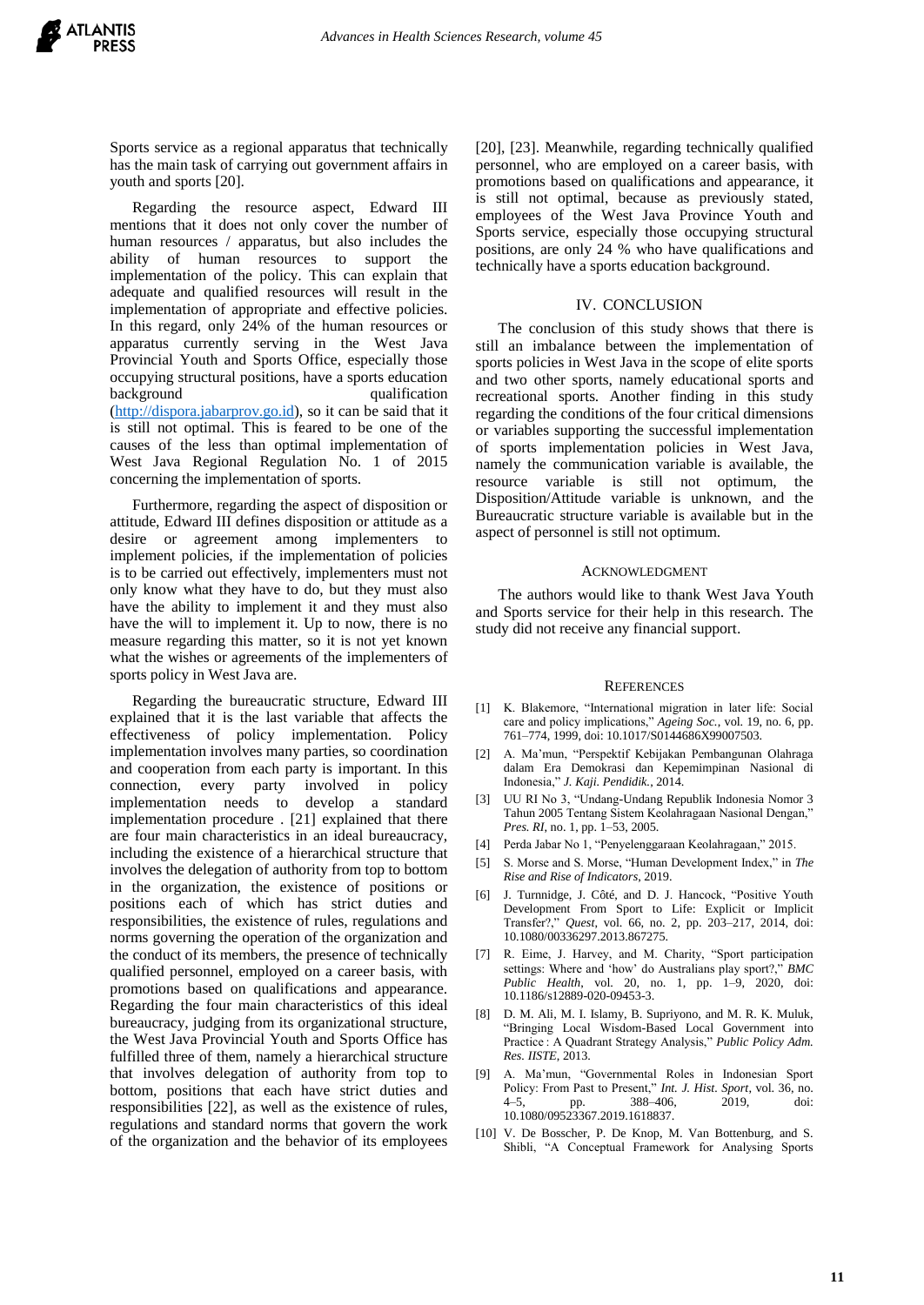Sports service as a regional apparatus that technically has the main task of carrying out government affairs in youth and sports [20].

Regarding the resource aspect, Edward III mentions that it does not only cover the number of human resources / apparatus, but also includes the ability of human resources to support the implementation of the policy. This can explain that adequate and qualified resources will result in the implementation of appropriate and effective policies. In this regard, only 24% of the human resources or apparatus currently serving in the West Java Provincial Youth and Sports Office, especially those occupying structural positions, have a sports education background qualification (http://dispora.jabarprov.go.id), so it can be said that it is still not optimal. This is feared to be one of the causes of the less than optimal implementation of West Java Regional Regulation No. 1 of 2015 concerning the implementation of sports.

Furthermore, regarding the aspect of disposition or attitude, Edward III defines disposition or attitude as a desire or agreement among implementers to implement policies, if the implementation of policies is to be carried out effectively, implementers must not only know what they have to do, but they must also have the ability to implement it and they must also have the will to implement it. Up to now, there is no measure regarding this matter, so it is not yet known what the wishes or agreements of the implementers of sports policy in West Java are.

Regarding the bureaucratic structure, Edward III explained that it is the last variable that affects the effectiveness of policy implementation. Policy implementation involves many parties, so coordination and cooperation from each party is important. In this connection, every party involved in policy implementation needs to develop a standard implementation procedure . [21] explained that there are four main characteristics in an ideal bureaucracy, including the existence of a hierarchical structure that involves the delegation of authority from top to bottom in the organization, the existence of positions or positions each of which has strict duties and responsibilities, the existence of rules, regulations and norms governing the operation of the organization and the conduct of its members, the presence of technically qualified personnel, employed on a career basis, with promotions based on qualifications and appearance. Regarding the four main characteristics of this ideal bureaucracy, judging from its organizational structure, the West Java Provincial Youth and Sports Office has fulfilled three of them, namely a hierarchical structure that involves delegation of authority from top to bottom, positions that each have strict duties and responsibilities [22], as well as the existence of rules, regulations and standard norms that govern the work of the organization and the behavior of its employees [20], [23]. Meanwhile, regarding technically qualified personnel, who are employed on a career basis, with promotions based on qualifications and appearance, it is still not optimal, because as previously stated, employees of the West Java Province Youth and Sports service, especially those occupying structural positions, are only 24 % who have qualifications and technically have a sports education background.

## IV. CONCLUSION

The conclusion of this study shows that there is still an imbalance between the implementation of sports policies in West Java in the scope of elite sports and two other sports, namely educational sports and recreational sports. Another finding in this study regarding the conditions of the four critical dimensions or variables supporting the successful implementation of sports implementation policies in West Java, namely the communication variable is available, the resource variable is still not optimum, the Disposition/Attitude variable is unknown, and the Bureaucratic structure variable is available but in the aspect of personnel is still not optimum.

## ACKNOWLEDGMENT

The authors would like to thank West Java Youth and Sports service for their help in this research. The study did not receive any financial support.

## REFERENCES

[1] K. Blakemore, "International migration in later life: Social care and policy implications," *Ageing Soc.*, vol. 19, no. 6, pp. 761–774, 1999, doi: 10.1017/S0144686X99007503.

[2] A. Ma'mun, "Perspektif Kebijakan Pembangunan Olahraga dalam Era Demokrasi dan Kepemimpinan Nasional di Indonesia," *J. Kaji. Pendidik.*, 2014.

[3] UU RI No 3, "Undang-Undang Republik Indonesia Nomor 3 Tahun 2005 Tentang Sistem Keolahragaan Nasional Dengan," *Pres. RI*, no. 1, pp. 1–53, 2005.

[4] Perda Jabar No 1, "Penyelenggaraan Keolahragaan," 2015.

[5] S. Morse and S. Morse, "Human Development Index," in *The Rise and Rise of Indicators*, 2019.

[6] J. Turnnidge, J. Côté, and D. J. Hancock, "Positive Youth Development From Sport to Life: Explicit or Implicit Transfer?," *Quest*, vol. 66, no. 2, pp. 203–217, 2014, doi: 10.1080/00336297.2013.867275.

[7] R. Eime, J. Harvey, and M. Charity, "Sport participation settings: Where and 'how' do Australians play sport?," *BMC Public Health*, vol. 20, no. 1, pp. 1–9, 2020, doi: 10.1186/s12889-020-09453-3.

[8] D. M. Ali, M. I. Islamy, B. Supriyono, and M. R. K. Muluk, "Bringing Local Wisdom-Based Local Government into Practice : A Quadrant Strategy Analysis," *Public Policy Adm. Res. IISTE*, 2013.

[9] A. Ma'mun, "Governmental Roles in Indonesian Sport Policy: From Past to Present," *Int. J. Hist. Sport*, vol. 36, no. 4–5, pp. 388–406, 2019, doi: 10.1080/09523367.2019.1618837.

[10] V. De Bosscher, P. De Knop, M. Van Bottenburg, and S. Shibli, "A Conceptual Framework for Analysing Sports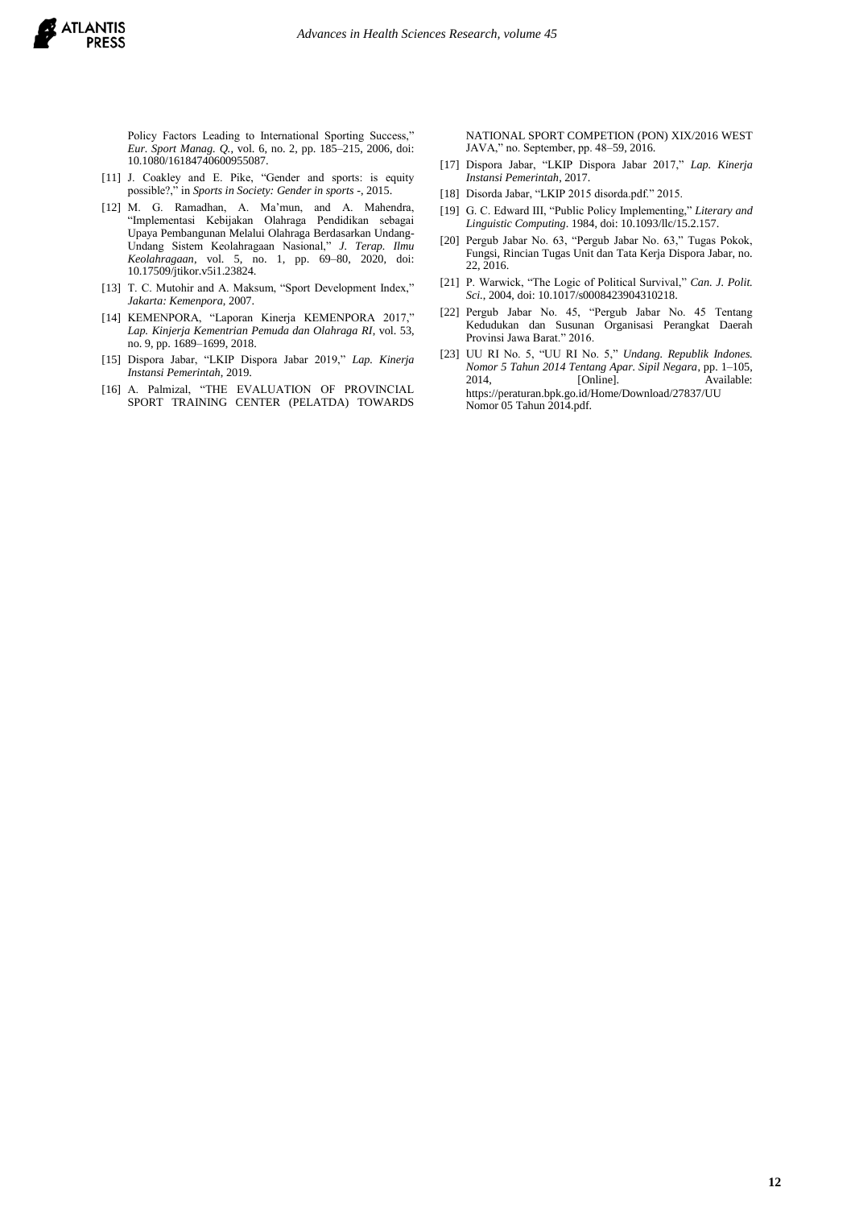Policy Factors Leading to International Sporting Success," *Eur. Sport Manag. Q.*, vol. 6, no. 2, pp. 185–215, 2006, doi: 10.1080/16184740600955087.

[11] J. Coakley and E. Pike, "Gender and sports: is equity possible?," in *Sports in Society: Gender in sports -*, 2015.

[12] M. G. Ramadhan, A. Ma'mun, and A. Mahendra, "Implementasi Kebijakan Olahraga Pendidikan sebagai Upaya Pembangunan Melalui Olahraga Berdasarkan Undang-Undang Sistem Keolahragaan Nasional," *J. Terap. Ilmu Keolahragaan*, vol. 5, no. 1, pp. 69–80, 2020, doi: 10.17509/jtikor.v5i1.23824.

[13] T. C. Mutohir and A. Maksum, "Sport Development Index," *Jakarta: Kemenpora*, 2007.

[14] KEMENPORA, "Laporan Kinerja KEMENPORA 2017," *Lap. Kinjerja Kementrian Pemuda dan Olahraga RI*, vol. 53, no. 9, pp. 1689–1699, 2018.

[15] Dispora Jabar, "LKIP Dispora Jabar 2019," *Lap. Kinerja Instansi Pemerintah*, 2019.

[16] A. Palmizal, "THE EVALUATION OF PROVINCIAL SPORT TRAINING CENTER (PELATDA) TOWARDS NATIONAL SPORT COMPETION (PON) XIX/2016 WEST JAVA," no. September, pp. 48–59, 2016.

[17] Dispora Jabar, "LKIP Dispora Jabar 2017," *Lap. Kinerja Instansi Pemerintah*, 2017.

[18] Disorda Jabar, "LKIP 2015 disorda.pdf." 2015.

[19] G. C. Edward III, "Public Policy Implementing," *Literary and Linguistic Computing*. 1984, doi: 10.1093/llc/15.2.157.

[20] Pergub Jabar No. 63, "Pergub Jabar No. 63," Tugas Pokok, Fungsi, Rincian Tugas Unit dan Tata Kerja Dispora Jabar, no. 22, 2016.

[21] P. Warwick, "The Logic of Political Survival," *Can. J. Polit. Sci.*, 2004, doi: 10.1017/s0008423904310218.

[22] Pergub Jabar No. 45, "Pergub Jabar No. 45 Tentang Kedudukan dan Susunan Organisasi Perangkat Daerah Provinsi Jawa Barat." 2016.

[23] UU RI No. 5, "UU RI No. 5," *Undang. Republik Indones. Nomor 5 Tahun 2014 Tentang Apar. Sipil Negara*, pp. 1–105, 2014, [Online]. Available: https://peraturan.bpk.go.id/Home/Download/27837/UU Nomor 05 Tahun 2014.pdf.